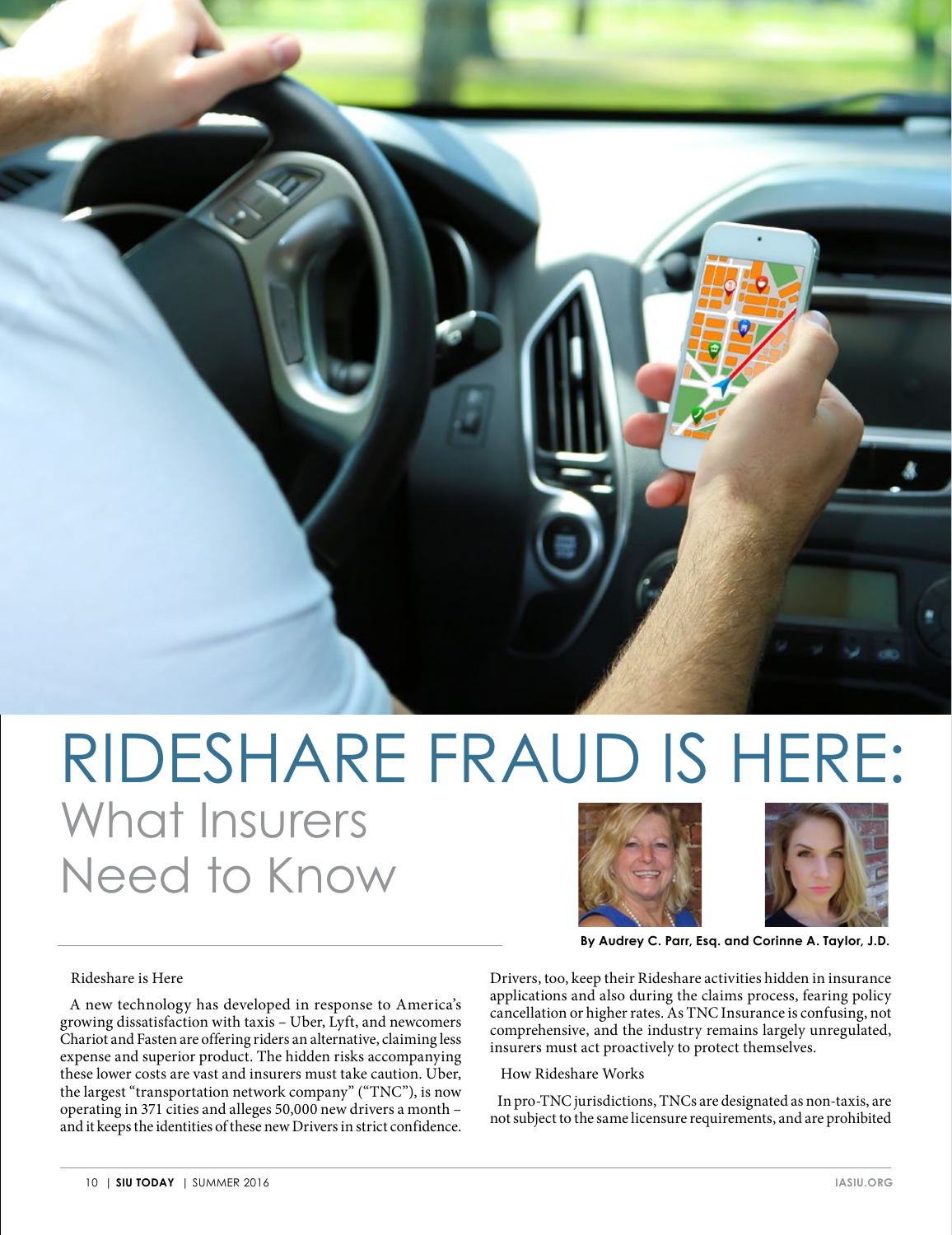# RIDESHARE FRAUD IS HERE:
## What Insurers Need to Know

**By Audrey C. Parr, Esq. and Corinne A. Taylor, J.D.**

Rideshare is Here

A new technology has developed in response to America's growing dissatisfaction with taxis – Uber, Lyft, and newcomers Chariot and Fasten are offering riders an alternative, claiming less expense and superior product. The hidden risks accompanying these lower costs are vast and insurers must take caution. Uber, the largest "transportation network company" ("TNC"), is now operating in 371 cities and alleges 50,000 new drivers a month – and it keeps the identities of these new Drivers in strict confidence. Drivers, too, keep their Rideshare activities hidden in insurance applications and also during the claims process, fearing policy cancellation or higher rates. As TNC Insurance is confusing, not comprehensive, and the industry remains largely unregulated, insurers must act proactively to protect themselves.

How Rideshare Works

In pro-TNC jurisdictions, TNCs are designated as non-taxis, are not subject to the same licensure requirements, and are prohibited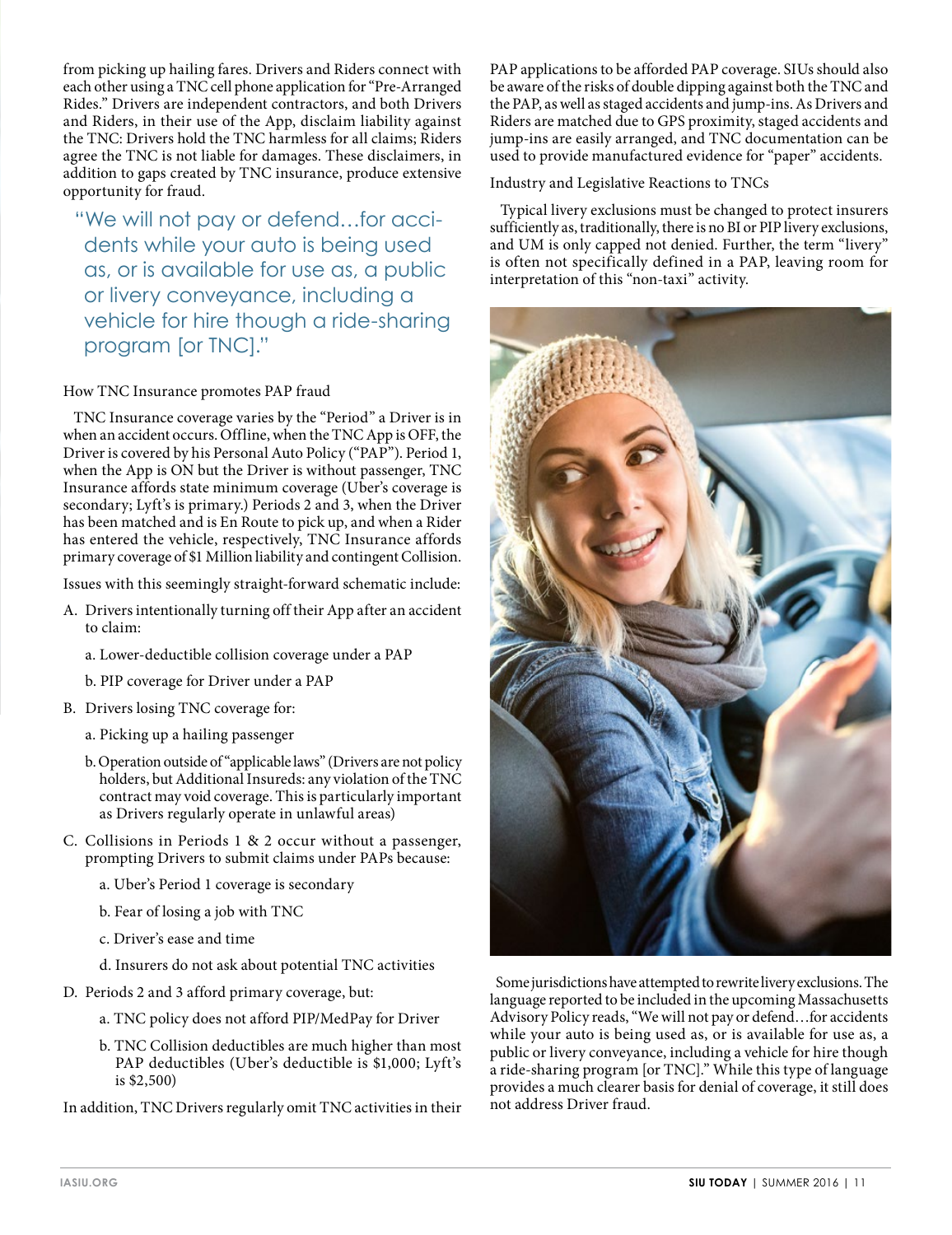from picking up hailing fares. Drivers and Riders connect with each other using a TNC cell phone application for "Pre-Arranged Rides." Drivers are independent contractors, and both Drivers and Riders, in their use of the App, disclaim liability against the TNC: Drivers hold the TNC harmless for all claims; Riders agree the TNC is not liable for damages. These disclaimers, in addition to gaps created by TNC insurance, produce extensive opportunity for fraud.

> "We will not pay or defend…for accidents while your auto is being used as, or is available for use as, a public or livery conveyance, including a vehicle for hire though a ride-sharing program [or TNC]."

### How TNC Insurance promotes PAP fraud

TNC Insurance coverage varies by the "Period" a Driver is in when an accident occurs. Offline, when the TNC App is OFF, the Driver is covered by his Personal Auto Policy ("PAP"). Period 1, when the App is ON but the Driver is without passenger, TNC Insurance affords state minimum coverage (Uber's coverage is secondary; Lyft's is primary.) Periods 2 and 3, when the Driver has been matched and is En Route to pick up, and when a Rider has entered the vehicle, respectively, TNC Insurance affords primary coverage of $1 Million liability and contingent Collision.

Issues with this seemingly straight-forward schematic include:

A. Drivers intentionally turning off their App after an accident to claim:
   - a. Lower-deductible collision coverage under a PAP
   - b. PIP coverage for Driver under a PAP

B. Drivers losing TNC coverage for:
   - a. Picking up a hailing passenger
   - b. Operation outside of "applicable laws" (Drivers are not policy holders, but Additional Insureds: any violation of the TNC contract may void coverage. This is particularly important as Drivers regularly operate in unlawful areas)

C. Collisions in Periods 1 & 2 occur without a passenger, prompting Drivers to submit claims under PAPs because:
   - a. Uber's Period 1 coverage is secondary
   - b. Fear of losing a job with TNC
   - c. Driver's ease and time
   - d. Insurers do not ask about potential TNC activities

D. Periods 2 and 3 afford primary coverage, but:
   - a. TNC policy does not afford PIP/MedPay for Driver
   - b. TNC Collision deductibles are much higher than most PAP deductibles (Uber's deductible is $1,000; Lyft's is $2,500)

In addition, TNC Drivers regularly omit TNC activities in their PAP applications to be afforded PAP coverage. SIUs should also be aware of the risks of double dipping against both the TNC and the PAP, as well as staged accidents and jump-ins. As Drivers and Riders are matched due to GPS proximity, staged accidents and jump-ins are easily arranged, and TNC documentation can be used to provide manufactured evidence for "paper" accidents.

### Industry and Legislative Reactions to TNCs

Typical livery exclusions must be changed to protect insurers sufficiently as, traditionally, there is no BI or PIP livery exclusions, and UM is only capped not denied. Further, the term "livery" is often not specifically defined in a PAP, leaving room for interpretation of this "non-taxi" activity.

Some jurisdictions have attempted to rewrite livery exclusions. The language reported to be included in the upcoming Massachusetts Advisory Policy reads, "We will not pay or defend…for accidents while your auto is being used as, or is available for use as, a public or livery conveyance, including a vehicle for hire though a ride-sharing program [or TNC]." While this type of language provides a much clearer basis for denial of coverage, it still does not address Driver fraud.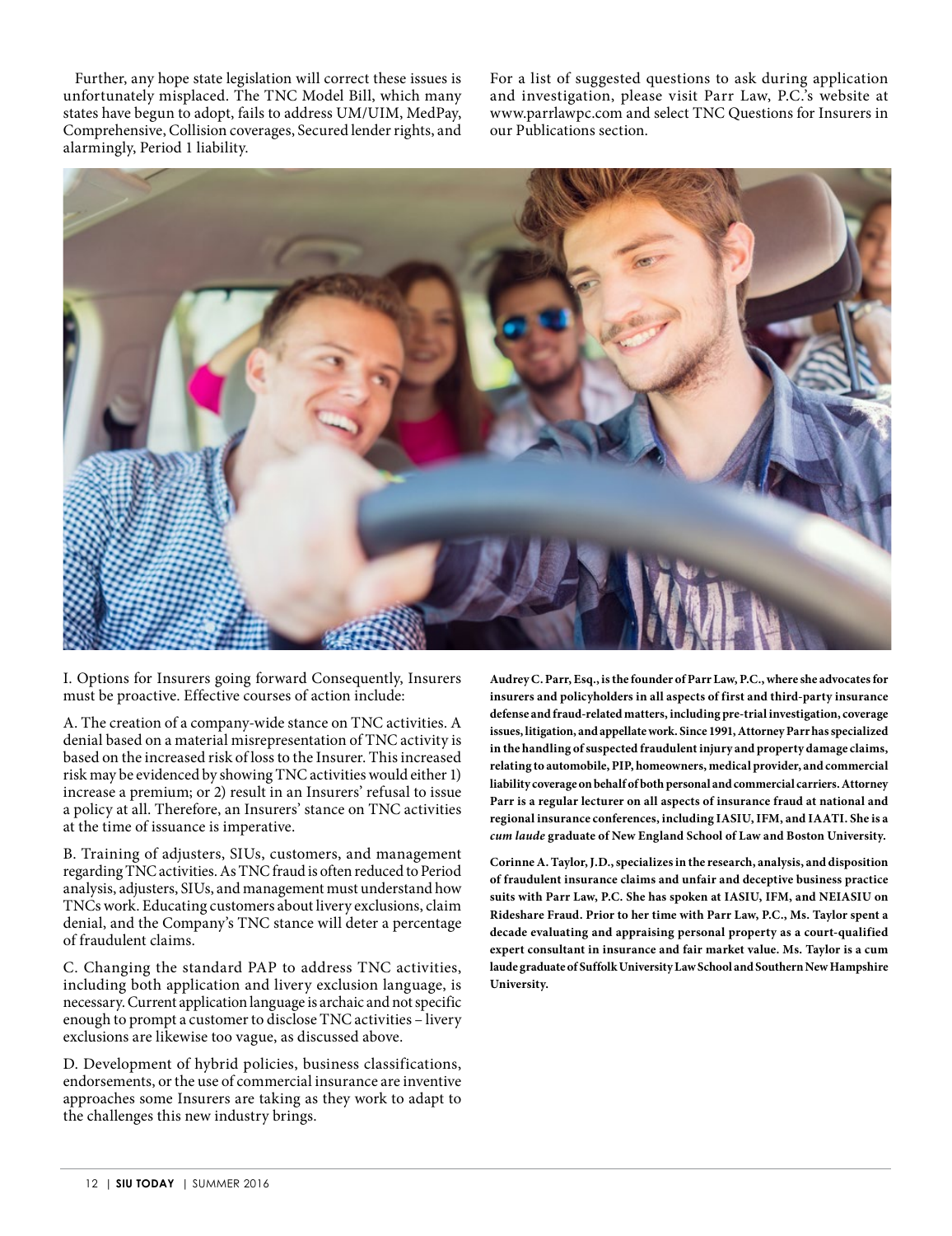Further, any hope state legislation will correct these issues is unfortunately misplaced. The TNC Model Bill, which many states have begun to adopt, fails to address UM/UIM, MedPay, Comprehensive, Collision coverages, Secured lender rights, and alarmingly, Period 1 liability.

For a list of suggested questions to ask during application and investigation, please visit Parr Law, P.C.'s website at www.parrlawpc.com and select TNC Questions for Insurers in our Publications section.

I. Options for Insurers going forward Consequently, Insurers must be proactive. Effective courses of action include:

A. The creation of a company-wide stance on TNC activities. A denial based on a material misrepresentation of TNC activity is based on the increased risk of loss to the Insurer. This increased risk may be evidenced by showing TNC activities would either 1) increase a premium; or 2) result in an Insurers' refusal to issue a policy at all. Therefore, an Insurers' stance on TNC activities at the time of issuance is imperative.

B. Training of adjusters, SIUs, customers, and management regarding TNC activities. As TNC fraud is often reduced to Period analysis, adjusters, SIUs, and management must understand how TNCs work. Educating customers about livery exclusions, claim denial, and the Company's TNC stance will deter a percentage of fraudulent claims.

C. Changing the standard PAP to address TNC activities, including both application and livery exclusion language, is necessary. Current application language is archaic and not specific enough to prompt a customer to disclose TNC activities – livery exclusions are likewise too vague, as discussed above.

D. Development of hybrid policies, business classifications, endorsements, or the use of commercial insurance are inventive approaches some Insurers are taking as they work to adapt to the challenges this new industry brings.

**Audrey C. Parr, Esq., is the founder of Parr Law, P.C., where she advocates for insurers and policyholders in all aspects of first and third-party insurance defense and fraud-related matters, including pre-trial investigation, coverage issues, litigation, and appellate work. Since 1991, Attorney Parr has specialized in the handling of suspected fraudulent injury and property damage claims, relating to automobile, PIP, homeowners, medical provider, and commercial liability coverage on behalf of both personal and commercial carriers. Attorney Parr is a regular lecturer on all aspects of insurance fraud at national and regional insurance conferences, including IASIU, IFM, and IAATI. She is a *cum laude* graduate of New England School of Law and Boston University.**

**Corinne A. Taylor, J.D., specializes in the research, analysis, and disposition of fraudulent insurance claims and unfair and deceptive business practice suits with Parr Law, P.C. She has spoken at IASIU, IFM, and NEIASIU on Rideshare Fraud. Prior to her time with Parr Law, P.C., Ms. Taylor spent a decade evaluating and appraising personal property as a court-qualified expert consultant in insurance and fair market value. Ms. Taylor is a cum laude graduate of Suffolk University Law School and Southern New Hampshire University.**